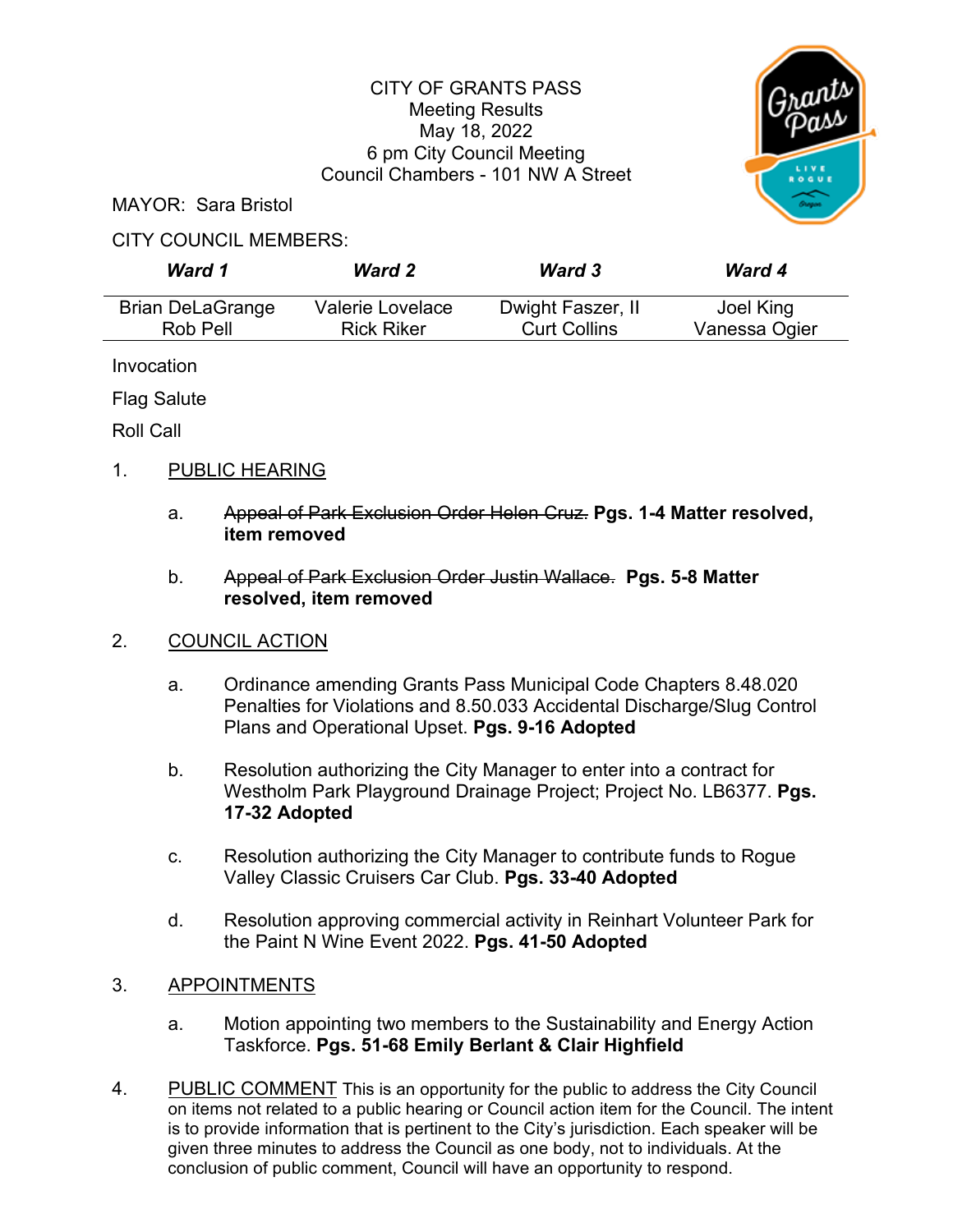CITY OF GRANTS PASS
Meeting Results
May 18, 2022
6 pm City Council Meeting
Council Chambers - 101 NW A Street

MAYOR: Sara Bristol

CITY COUNCIL MEMBERS:

| ***Ward 1*** | ***Ward 2*** | ***Ward 3*** | ***Ward 4*** |
|---|---|---|---|
| Brian DeLaGrange<br>Rob Pell | Valerie Lovelace<br>Rick Riker | Dwight Faszer, II<br>Curt Collins | Joel King<br>Vanessa Ogier |

Invocation

Flag Salute

Roll Call

1. PUBLIC HEARING

   a. ~~Appeal of Park Exclusion Order Helen Cruz.~~ **Pgs. 1-4 Matter resolved, item removed**

   b. ~~Appeal of Park Exclusion Order Justin Wallace.~~ **Pgs. 5-8 Matter resolved, item removed**

2. COUNCIL ACTION

   a. Ordinance amending Grants Pass Municipal Code Chapters 8.48.020 Penalties for Violations and 8.50.033 Accidental Discharge/Slug Control Plans and Operational Upset. **Pgs. 9-16 Adopted**

   b. Resolution authorizing the City Manager to enter into a contract for Westholm Park Playground Drainage Project; Project No. LB6377. **Pgs. 17-32 Adopted**

   c. Resolution authorizing the City Manager to contribute funds to Rogue Valley Classic Cruisers Car Club. **Pgs. 33-40 Adopted**

   d. Resolution approving commercial activity in Reinhart Volunteer Park for the Paint N Wine Event 2022. **Pgs. 41-50 Adopted**

3. APPOINTMENTS

   a. Motion appointing two members to the Sustainability and Energy Action Taskforce. **Pgs. 51-68 Emily Berlant & Clair Highfield**

4. PUBLIC COMMENT This is an opportunity for the public to address the City Council on items not related to a public hearing or Council action item for the Council. The intent is to provide information that is pertinent to the City's jurisdiction. Each speaker will be given three minutes to address the Council as one body, not to individuals. At the conclusion of public comment, Council will have an opportunity to respond.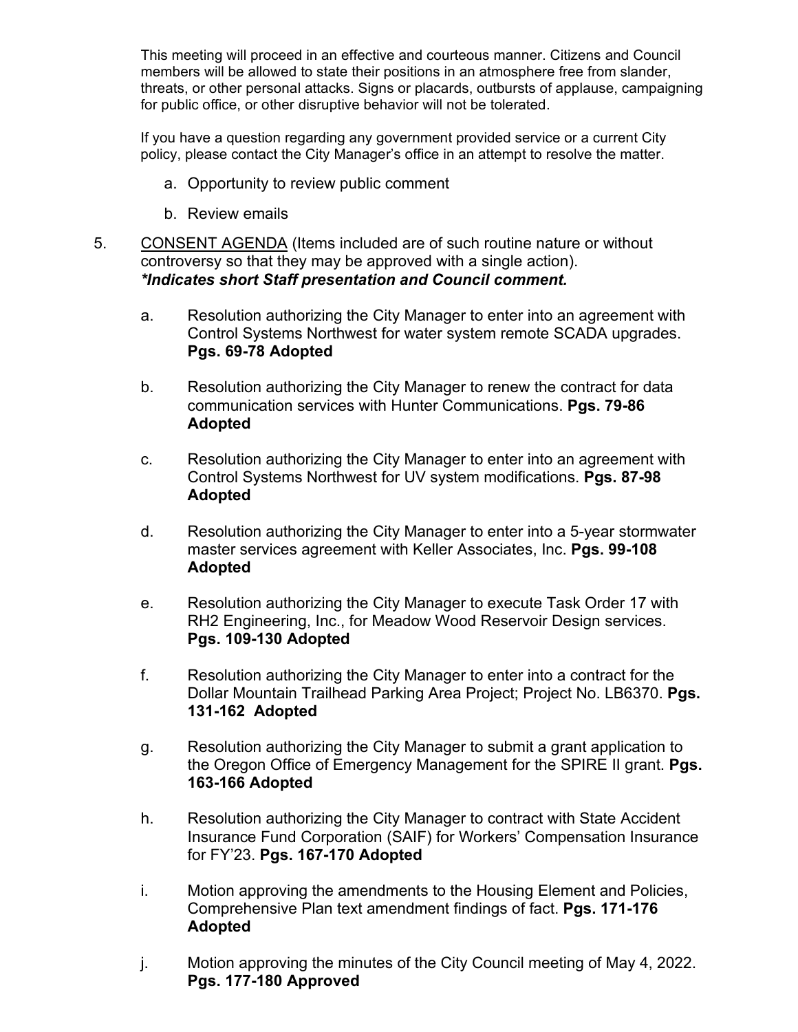This meeting will proceed in an effective and courteous manner. Citizens and Council members will be allowed to state their positions in an atmosphere free from slander, threats, or other personal attacks. Signs or placards, outbursts of applause, campaigning for public office, or other disruptive behavior will not be tolerated.

If you have a question regarding any government provided service or a current City policy, please contact the City Manager's office in an attempt to resolve the matter.

a. Opportunity to review public comment

b. Review emails

5. <u>CONSENT AGENDA</u> (Items included are of such routine nature or without controversy so that they may be approved with a single action).
***Indicates short Staff presentation and Council comment.***

a. Resolution authorizing the City Manager to enter into an agreement with Control Systems Northwest for water system remote SCADA upgrades. **Pgs. 69-78 Adopted**

b. Resolution authorizing the City Manager to renew the contract for data communication services with Hunter Communications. **Pgs. 79-86 Adopted**

c. Resolution authorizing the City Manager to enter into an agreement with Control Systems Northwest for UV system modifications. **Pgs. 87-98 Adopted**

d. Resolution authorizing the City Manager to enter into a 5-year stormwater master services agreement with Keller Associates, Inc. **Pgs. 99-108 Adopted**

e. Resolution authorizing the City Manager to execute Task Order 17 with RH2 Engineering, Inc., for Meadow Wood Reservoir Design services. **Pgs. 109-130 Adopted**

f. Resolution authorizing the City Manager to enter into a contract for the Dollar Mountain Trailhead Parking Area Project; Project No. LB6370. **Pgs. 131-162 Adopted**

g. Resolution authorizing the City Manager to submit a grant application to the Oregon Office of Emergency Management for the SPIRE II grant. **Pgs. 163-166 Adopted**

h. Resolution authorizing the City Manager to contract with State Accident Insurance Fund Corporation (SAIF) for Workers' Compensation Insurance for FY'23. **Pgs. 167-170 Adopted**

i. Motion approving the amendments to the Housing Element and Policies, Comprehensive Plan text amendment findings of fact. **Pgs. 171-176 Adopted**

j. Motion approving the minutes of the City Council meeting of May 4, 2022. **Pgs. 177-180 Approved**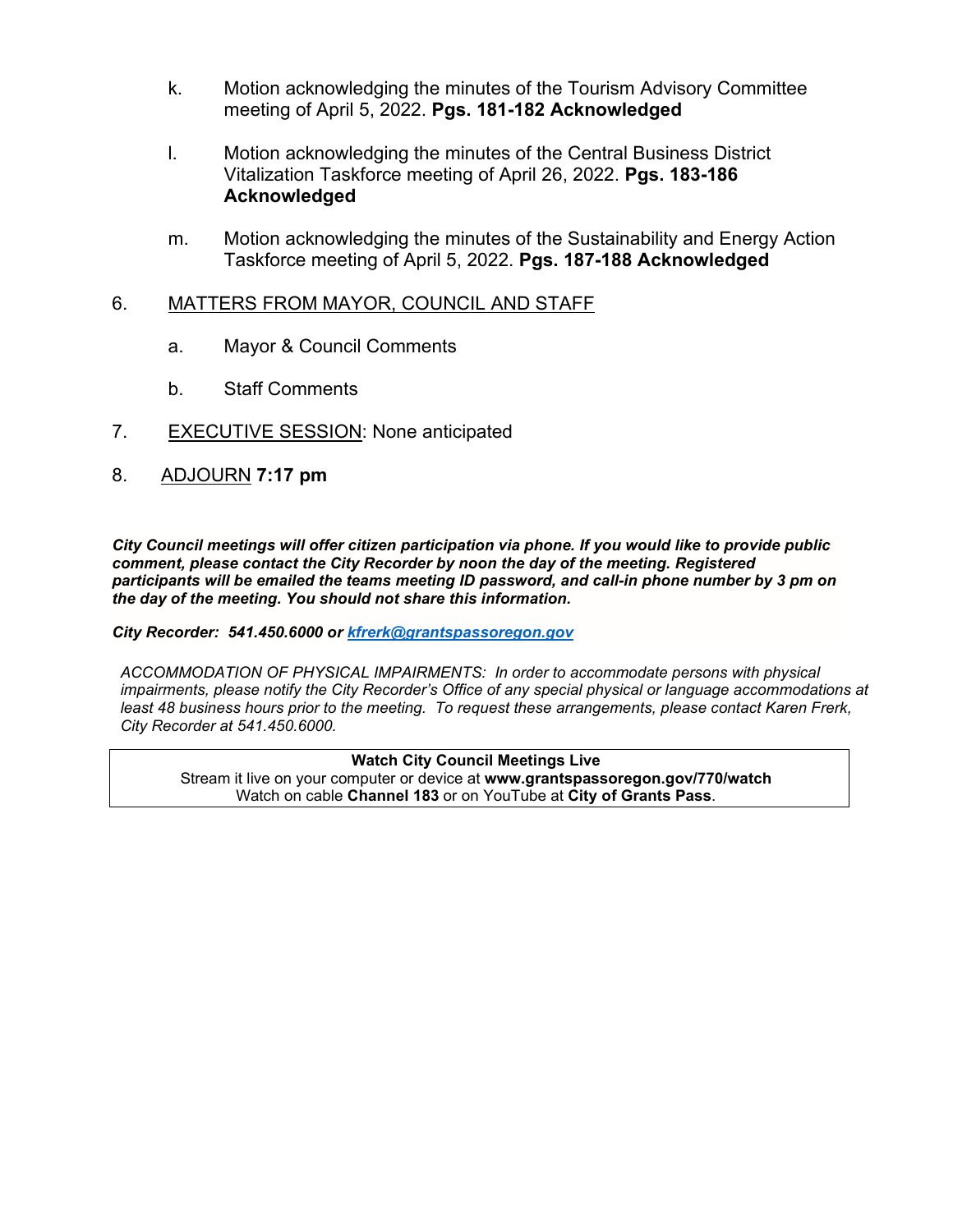k. Motion acknowledging the minutes of the Tourism Advisory Committee meeting of April 5, 2022. **Pgs. 181-182 Acknowledged**

l. Motion acknowledging the minutes of the Central Business District Vitalization Taskforce meeting of April 26, 2022. **Pgs. 183-186 Acknowledged**

m. Motion acknowledging the minutes of the Sustainability and Energy Action Taskforce meeting of April 5, 2022. **Pgs. 187-188 Acknowledged**

6. MATTERS FROM MAYOR, COUNCIL AND STAFF

   a. Mayor & Council Comments

   b. Staff Comments

7. EXECUTIVE SESSION: None anticipated

8. ADJOURN **7:17 pm**

***City Council meetings will offer citizen participation via phone. If you would like to provide public comment, please contact the City Recorder by noon the day of the meeting. Registered participants will be emailed the teams meeting ID password, and call-in phone number by 3 pm on the day of the meeting. You should not share this information.***

***City Recorder: 541.450.6000 or kfrerk@grantspassoregon.gov***

*ACCOMMODATION OF PHYSICAL IMPAIRMENTS: In order to accommodate persons with physical impairments, please notify the City Recorder's Office of any special physical or language accommodations at least 48 business hours prior to the meeting. To request these arrangements, please contact Karen Frerk, City Recorder at 541.450.6000.*

**Watch City Council Meetings Live**
Stream it live on your computer or device at **www.grantspassoregon.gov/770/watch**
Watch on cable **Channel 183** or on YouTube at **City of Grants Pass**.